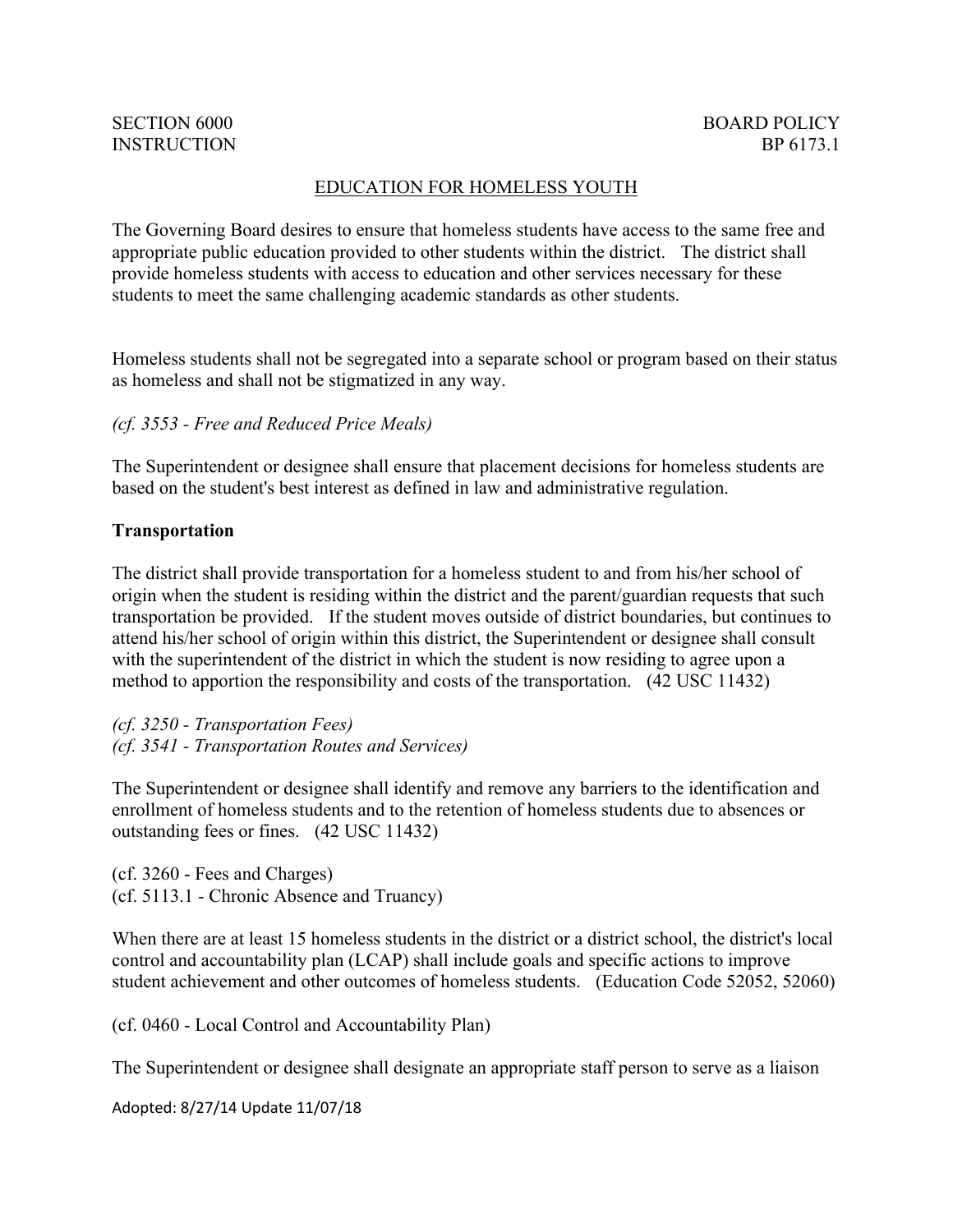SECTION 6000
INSTRUCTION

BOARD POLICY
BP 6173.1

# EDUCATION FOR HOMELESS YOUTH

The Governing Board desires to ensure that homeless students have access to the same free and appropriate public education provided to other students within the district. The district shall provide homeless students with access to education and other services necessary for these students to meet the same challenging academic standards as other students.

Homeless students shall not be segregated into a separate school or program based on their status as homeless and shall not be stigmatized in any way.

*(cf. 3553 - Free and Reduced Price Meals)*

The Superintendent or designee shall ensure that placement decisions for homeless students are based on the student's best interest as defined in law and administrative regulation.

**Transportation**

The district shall provide transportation for a homeless student to and from his/her school of origin when the student is residing within the district and the parent/guardian requests that such transportation be provided. If the student moves outside of district boundaries, but continues to attend his/her school of origin within this district, the Superintendent or designee shall consult with the superintendent of the district in which the student is now residing to agree upon a method to apportion the responsibility and costs of the transportation. (42 USC 11432)

*(cf. 3250 - Transportation Fees)*
*(cf. 3541 - Transportation Routes and Services)*

The Superintendent or designee shall identify and remove any barriers to the identification and enrollment of homeless students and to the retention of homeless students due to absences or outstanding fees or fines. (42 USC 11432)

(cf. 3260 - Fees and Charges)
(cf. 5113.1 - Chronic Absence and Truancy)

When there are at least 15 homeless students in the district or a district school, the district's local control and accountability plan (LCAP) shall include goals and specific actions to improve student achievement and other outcomes of homeless students. (Education Code 52052, 52060)

(cf. 0460 - Local Control and Accountability Plan)

The Superintendent or designee shall designate an appropriate staff person to serve as a liaison

Adopted: 8/27/14 Update 11/07/18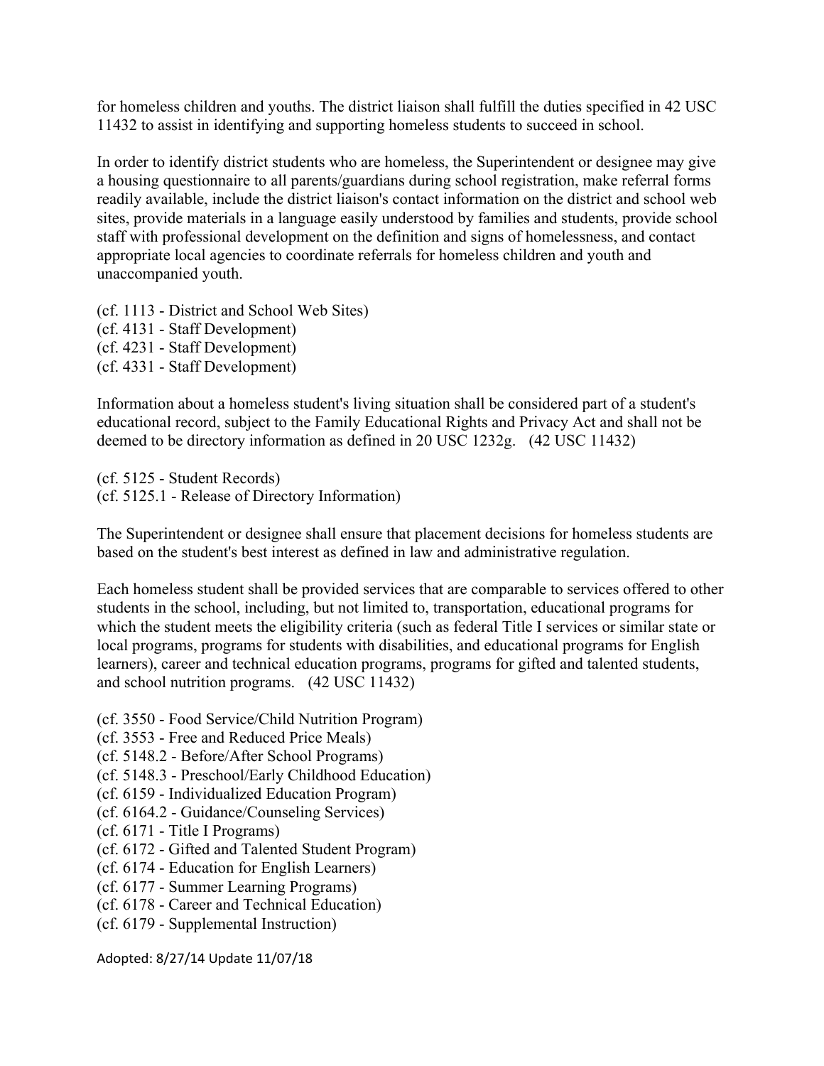for homeless children and youths. The district liaison shall fulfill the duties specified in 42 USC 11432 to assist in identifying and supporting homeless students to succeed in school.

In order to identify district students who are homeless, the Superintendent or designee may give a housing questionnaire to all parents/guardians during school registration, make referral forms readily available, include the district liaison's contact information on the district and school web sites, provide materials in a language easily understood by families and students, provide school staff with professional development on the definition and signs of homelessness, and contact appropriate local agencies to coordinate referrals for homeless children and youth and unaccompanied youth.

(cf. 1113 - District and School Web Sites)
(cf. 4131 - Staff Development)
(cf. 4231 - Staff Development)
(cf. 4331 - Staff Development)

Information about a homeless student's living situation shall be considered part of a student's educational record, subject to the Family Educational Rights and Privacy Act and shall not be deemed to be directory information as defined in 20 USC 1232g. (42 USC 11432)

(cf. 5125 - Student Records)
(cf. 5125.1 - Release of Directory Information)

The Superintendent or designee shall ensure that placement decisions for homeless students are based on the student's best interest as defined in law and administrative regulation.

Each homeless student shall be provided services that are comparable to services offered to other students in the school, including, but not limited to, transportation, educational programs for which the student meets the eligibility criteria (such as federal Title I services or similar state or local programs, programs for students with disabilities, and educational programs for English learners), career and technical education programs, programs for gifted and talented students, and school nutrition programs. (42 USC 11432)

(cf. 3550 - Food Service/Child Nutrition Program)
(cf. 3553 - Free and Reduced Price Meals)
(cf. 5148.2 - Before/After School Programs)
(cf. 5148.3 - Preschool/Early Childhood Education)
(cf. 6159 - Individualized Education Program)
(cf. 6164.2 - Guidance/Counseling Services)
(cf. 6171 - Title I Programs)
(cf. 6172 - Gifted and Talented Student Program)
(cf. 6174 - Education for English Learners)
(cf. 6177 - Summer Learning Programs)
(cf. 6178 - Career and Technical Education)
(cf. 6179 - Supplemental Instruction)

Adopted: 8/27/14 Update 11/07/18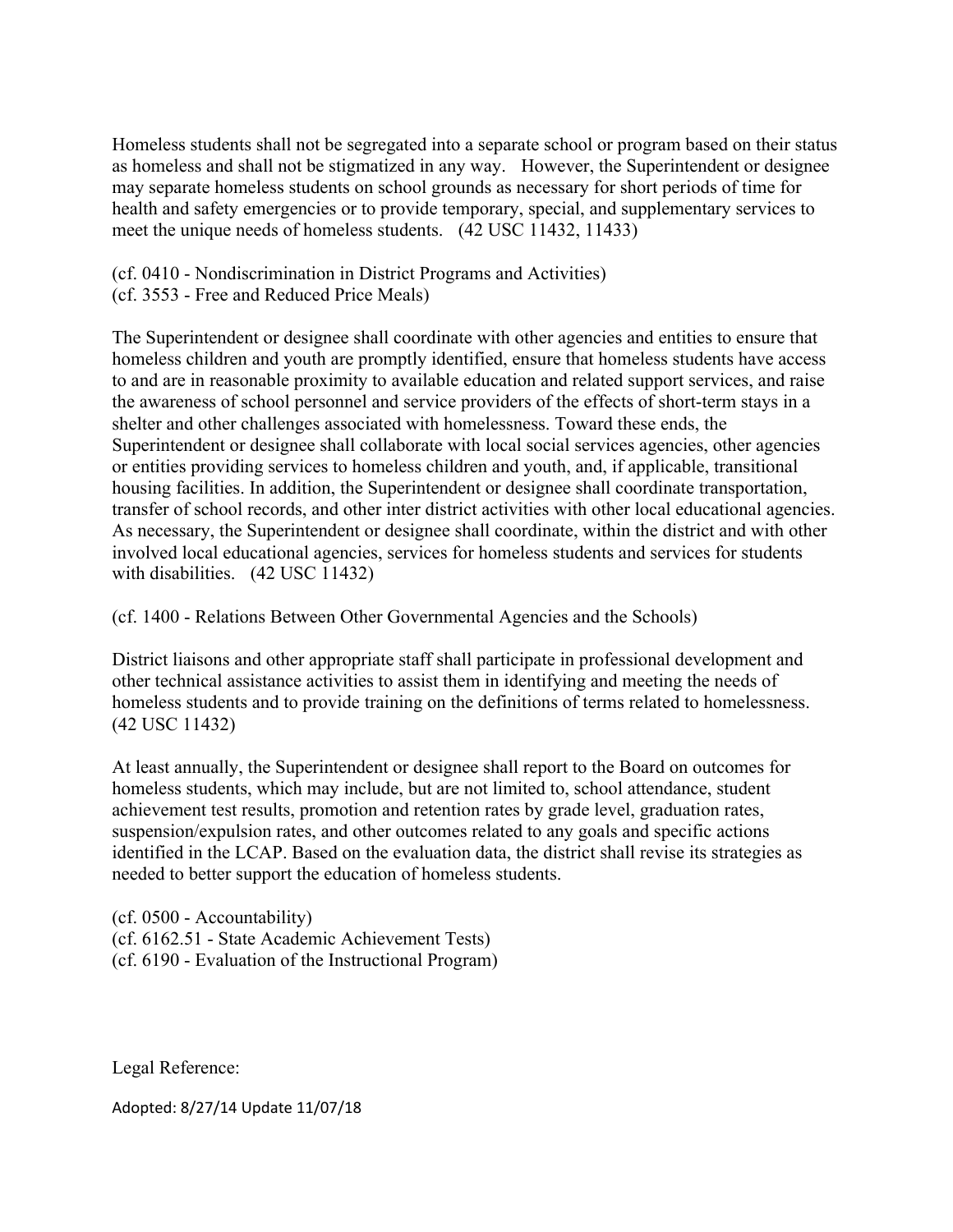Homeless students shall not be segregated into a separate school or program based on their status as homeless and shall not be stigmatized in any way. However, the Superintendent or designee may separate homeless students on school grounds as necessary for short periods of time for health and safety emergencies or to provide temporary, special, and supplementary services to meet the unique needs of homeless students. (42 USC 11432, 11433)

(cf. 0410 - Nondiscrimination in District Programs and Activities)
(cf. 3553 - Free and Reduced Price Meals)

The Superintendent or designee shall coordinate with other agencies and entities to ensure that homeless children and youth are promptly identified, ensure that homeless students have access to and are in reasonable proximity to available education and related support services, and raise the awareness of school personnel and service providers of the effects of short-term stays in a shelter and other challenges associated with homelessness. Toward these ends, the Superintendent or designee shall collaborate with local social services agencies, other agencies or entities providing services to homeless children and youth, and, if applicable, transitional housing facilities. In addition, the Superintendent or designee shall coordinate transportation, transfer of school records, and other inter district activities with other local educational agencies. As necessary, the Superintendent or designee shall coordinate, within the district and with other involved local educational agencies, services for homeless students and services for students with disabilities. (42 USC 11432)

(cf. 1400 - Relations Between Other Governmental Agencies and the Schools)

District liaisons and other appropriate staff shall participate in professional development and other technical assistance activities to assist them in identifying and meeting the needs of homeless students and to provide training on the definitions of terms related to homelessness. (42 USC 11432)

At least annually, the Superintendent or designee shall report to the Board on outcomes for homeless students, which may include, but are not limited to, school attendance, student achievement test results, promotion and retention rates by grade level, graduation rates, suspension/expulsion rates, and other outcomes related to any goals and specific actions identified in the LCAP. Based on the evaluation data, the district shall revise its strategies as needed to better support the education of homeless students.

(cf. 0500 - Accountability)
(cf. 6162.51 - State Academic Achievement Tests)
(cf. 6190 - Evaluation of the Instructional Program)

Legal Reference:

Adopted: 8/27/14 Update 11/07/18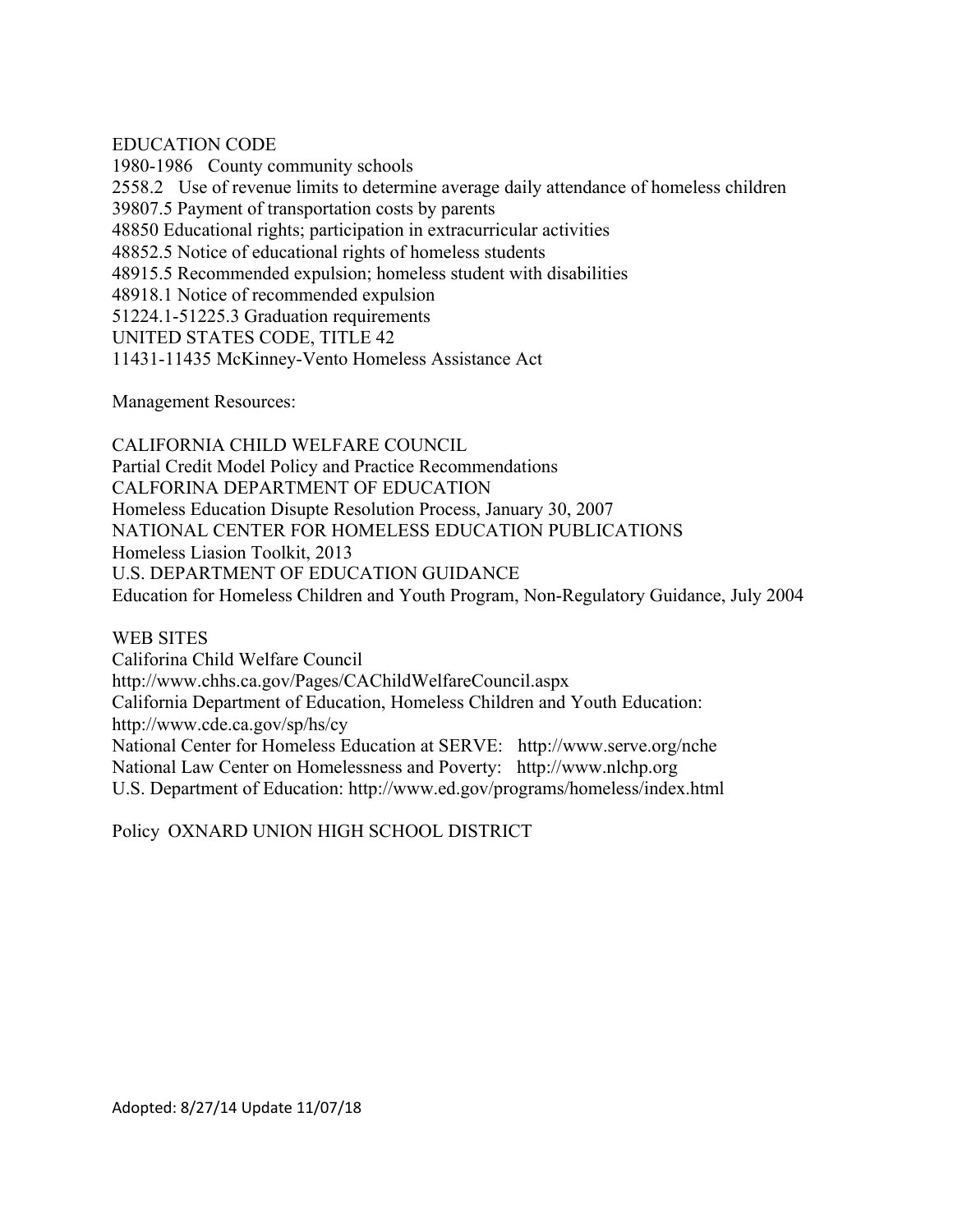EDUCATION CODE

1980-1986 County community schools

2558.2 Use of revenue limits to determine average daily attendance of homeless children

39807.5 Payment of transportation costs by parents

48850 Educational rights; participation in extracurricular activities

48852.5 Notice of educational rights of homeless students

48915.5 Recommended expulsion; homeless student with disabilities

48918.1 Notice of recommended expulsion

51224.1-51225.3 Graduation requirements

UNITED STATES CODE, TITLE 42

11431-11435 McKinney-Vento Homeless Assistance Act

Management Resources:

CALIFORNIA CHILD WELFARE COUNCIL

Partial Credit Model Policy and Practice Recommendations

CALFORINA DEPARTMENT OF EDUCATION

Homeless Education Disupte Resolution Process, January 30, 2007

NATIONAL CENTER FOR HOMELESS EDUCATION PUBLICATIONS

Homeless Liasion Toolkit, 2013

U.S. DEPARTMENT OF EDUCATION GUIDANCE

Education for Homeless Children and Youth Program, Non-Regulatory Guidance, July 2004

WEB SITES

Califorina Child Welfare Council

http://www.chhs.ca.gov/Pages/CAChildWelfareCouncil.aspx

California Department of Education, Homeless Children and Youth Education:

http://www.cde.ca.gov/sp/hs/cy

National Center for Homeless Education at SERVE: http://www.serve.org/nche

National Law Center on Homelessness and Poverty: http://www.nlchp.org

U.S. Department of Education: http://www.ed.gov/programs/homeless/index.html

Policy OXNARD UNION HIGH SCHOOL DISTRICT

Adopted: 8/27/14 Update 11/07/18